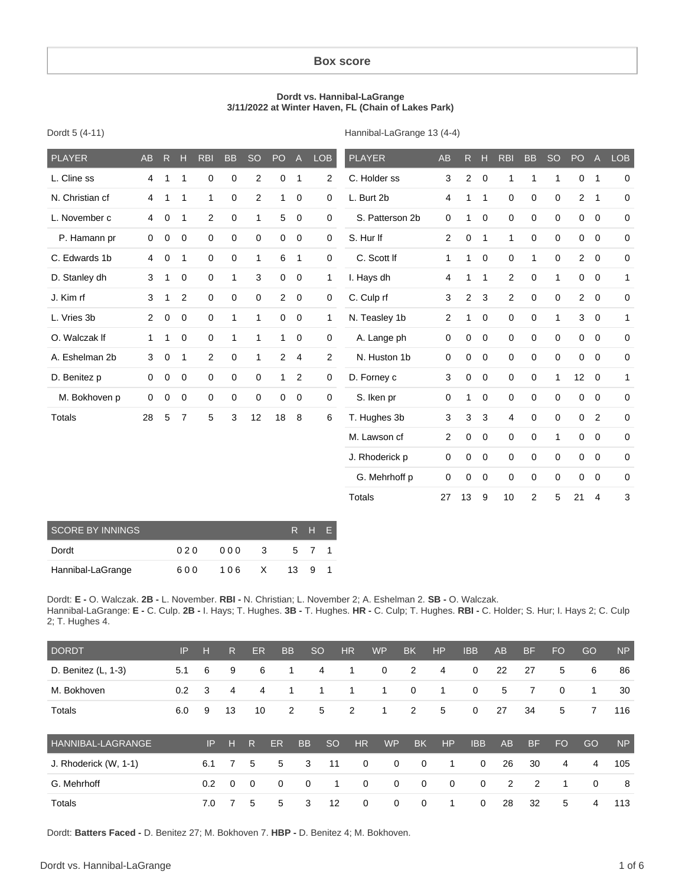## Box score

**Dordt vs. Hannibal-LaGrange**
**3/11/2022 at Winter Haven, FL (Chain of Lakes Park)**

Dordt 5 (4-11)

| PLAYER | AB | R | H | RBI | BB | SO | PO | A | LOB |
|---|---|---|---|---|---|---|---|---|---|
| L. Cline ss | 4 | 1 | 1 | 0 | 0 | 2 | 0 | 1 | 2 |
| N. Christian cf | 4 | 1 | 1 | 1 | 0 | 2 | 1 | 0 | 0 |
| L. November c | 4 | 0 | 1 | 2 | 0 | 1 | 5 | 0 | 0 |
| P. Hamann pr | 0 | 0 | 0 | 0 | 0 | 0 | 0 | 0 | 0 |
| C. Edwards 1b | 4 | 0 | 1 | 0 | 0 | 1 | 6 | 1 | 0 |
| D. Stanley dh | 3 | 1 | 0 | 0 | 1 | 3 | 0 | 0 | 1 |
| J. Kim rf | 3 | 1 | 2 | 0 | 0 | 0 | 2 | 0 | 0 |
| L. Vries 3b | 2 | 0 | 0 | 0 | 1 | 1 | 0 | 0 | 1 |
| O. Walczak lf | 1 | 1 | 0 | 0 | 1 | 1 | 1 | 0 | 0 |
| A. Eshelman 2b | 3 | 0 | 1 | 2 | 0 | 1 | 2 | 4 | 2 |
| D. Benitez p | 0 | 0 | 0 | 0 | 0 | 0 | 1 | 2 | 0 |
| M. Bokhoven p | 0 | 0 | 0 | 0 | 0 | 0 | 0 | 0 | 0 |
| Totals | 28 | 5 | 7 | 5 | 3 | 12 | 18 | 8 | 6 |

Hannibal-LaGrange 13 (4-4)

| PLAYER | AB | R | H | RBI | BB | SO | PO | A | LOB |
|---|---|---|---|---|---|---|---|---|---|
| C. Holder ss | 3 | 2 | 0 | 1 | 1 | 1 | 0 | 1 | 0 |
| L. Burt 2b | 4 | 1 | 1 | 0 | 0 | 0 | 2 | 1 | 0 |
| S. Patterson 2b | 0 | 1 | 0 | 0 | 0 | 0 | 0 | 0 | 0 |
| S. Hur lf | 2 | 0 | 1 | 1 | 0 | 0 | 0 | 0 | 0 |
| C. Scott lf | 1 | 1 | 0 | 0 | 1 | 0 | 2 | 0 | 0 |
| I. Hays dh | 4 | 1 | 1 | 2 | 0 | 1 | 0 | 0 | 1 |
| C. Culp rf | 3 | 2 | 3 | 2 | 0 | 0 | 2 | 0 | 0 |
| N. Teasley 1b | 2 | 1 | 0 | 0 | 0 | 1 | 3 | 0 | 1 |
| A. Lange ph | 0 | 0 | 0 | 0 | 0 | 0 | 0 | 0 | 0 |
| N. Huston 1b | 0 | 0 | 0 | 0 | 0 | 0 | 0 | 0 | 0 |
| D. Forney c | 3 | 0 | 0 | 0 | 0 | 1 | 12 | 0 | 1 |
| S. Iken pr | 0 | 1 | 0 | 0 | 0 | 0 | 0 | 0 | 0 |
| T. Hughes 3b | 3 | 3 | 3 | 4 | 0 | 0 | 0 | 2 | 0 |
| M. Lawson cf | 2 | 0 | 0 | 0 | 0 | 1 | 0 | 0 | 0 |
| J. Rhoderick p | 0 | 0 | 0 | 0 | 0 | 0 | 0 | 0 | 0 |
| G. Mehrhoff p | 0 | 0 | 0 | 0 | 0 | 0 | 0 | 0 | 0 |
| Totals | 27 | 13 | 9 | 10 | 2 | 5 | 21 | 4 | 3 |

| SCORE BY INNINGS | | | | R | H | E |
|---|---|---|---|---|---|---|
| Dordt | 020 | 000 | 3 | 5 | 7 | 1 |
| Hannibal-LaGrange | 600 | 106 | X | 13 | 9 | 1 |

Dordt: **E -** O. Walczak. **2B -** L. November. **RBI -** N. Christian; L. November 2; A. Eshelman 2. **SB -** O. Walczak.
Hannibal-LaGrange: **E -** C. Culp. **2B -** I. Hays; T. Hughes. **3B -** T. Hughes. **HR -** C. Culp; T. Hughes. **RBI -** C. Holder; S. Hur; I. Hays 2; C. Culp 2; T. Hughes 4.

| DORDT | IP | H | R | ER | BB | SO | HR | WP | BK | HP | IBB | AB | BF | FO | GO | NP |
|---|---|---|---|---|---|---|---|---|---|---|---|---|---|---|---|---|
| D. Benitez (L, 1-3) | 5.1 | 6 | 9 | 6 | 1 | 4 | 1 | 0 | 2 | 4 | 0 | 22 | 27 | 5 | 6 | 86 |
| M. Bokhoven | 0.2 | 3 | 4 | 4 | 1 | 1 | 1 | 1 | 0 | 1 | 0 | 5 | 7 | 0 | 1 | 30 |
| Totals | 6.0 | 9 | 13 | 10 | 2 | 5 | 2 | 1 | 2 | 5 | 0 | 27 | 34 | 5 | 7 | 116 |

| HANNIBAL-LAGRANGE | IP | H | R | ER | BB | SO | HR | WP | BK | HP | IBB | AB | BF | FO | GO | NP |
|---|---|---|---|---|---|---|---|---|---|---|---|---|---|---|---|---|
| J. Rhoderick (W, 1-1) | 6.1 | 7 | 5 | 5 | 3 | 11 | 0 | 0 | 0 | 1 | 0 | 26 | 30 | 4 | 4 | 105 |
| G. Mehrhoff | 0.2 | 0 | 0 | 0 | 0 | 1 | 0 | 0 | 0 | 0 | 0 | 2 | 2 | 1 | 0 | 8 |
| Totals | 7.0 | 7 | 5 | 5 | 3 | 12 | 0 | 0 | 0 | 1 | 0 | 28 | 32 | 5 | 4 | 113 |

Dordt: **Batters Faced -** D. Benitez 27; M. Bokhoven 7. **HBP -** D. Benitez 4; M. Bokhoven.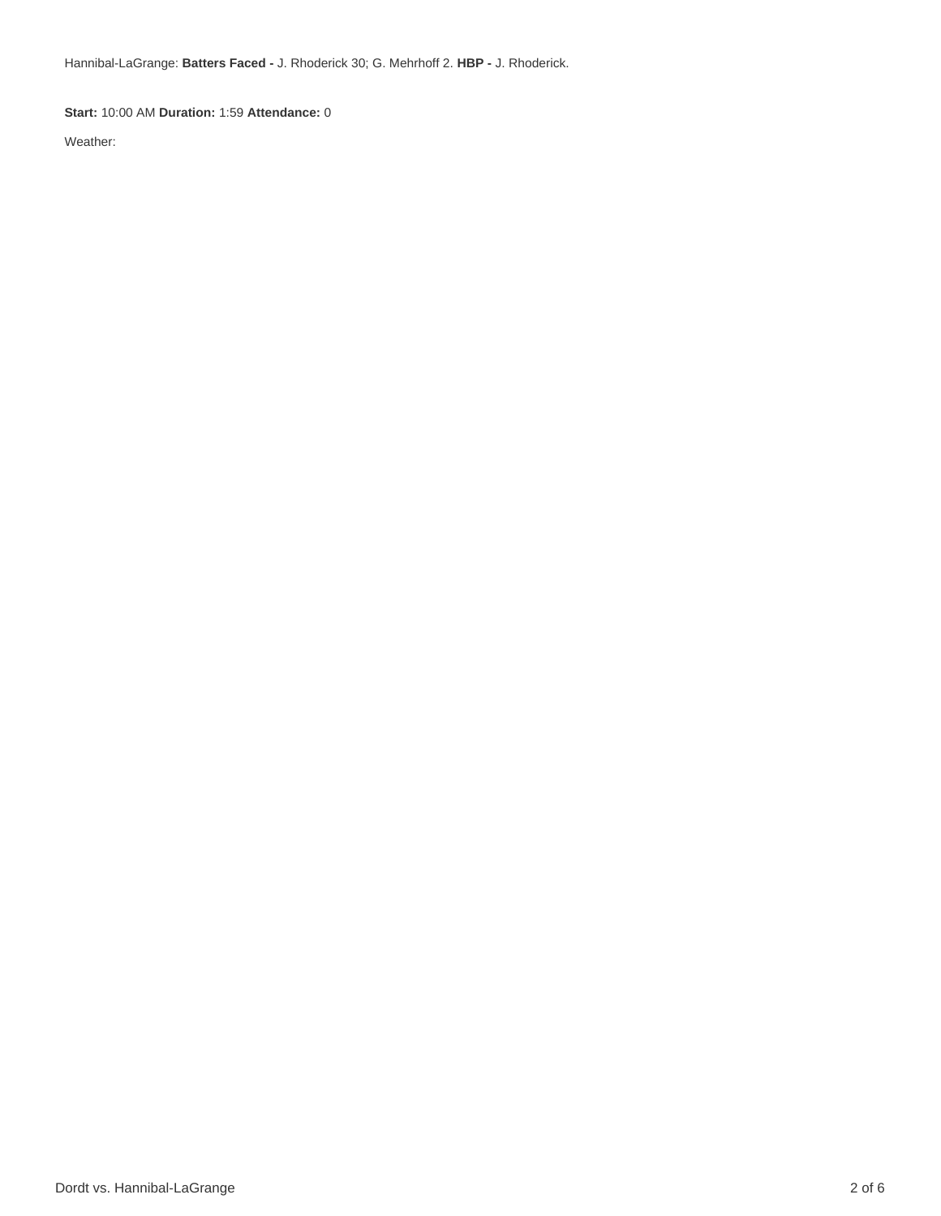Hannibal-LaGrange: **Batters Faced -** J. Rhoderick 30; G. Mehrhoff 2. **HBP -** J. Rhoderick.

**Start:** 10:00 AM **Duration:** 1:59 **Attendance:** 0

Weather: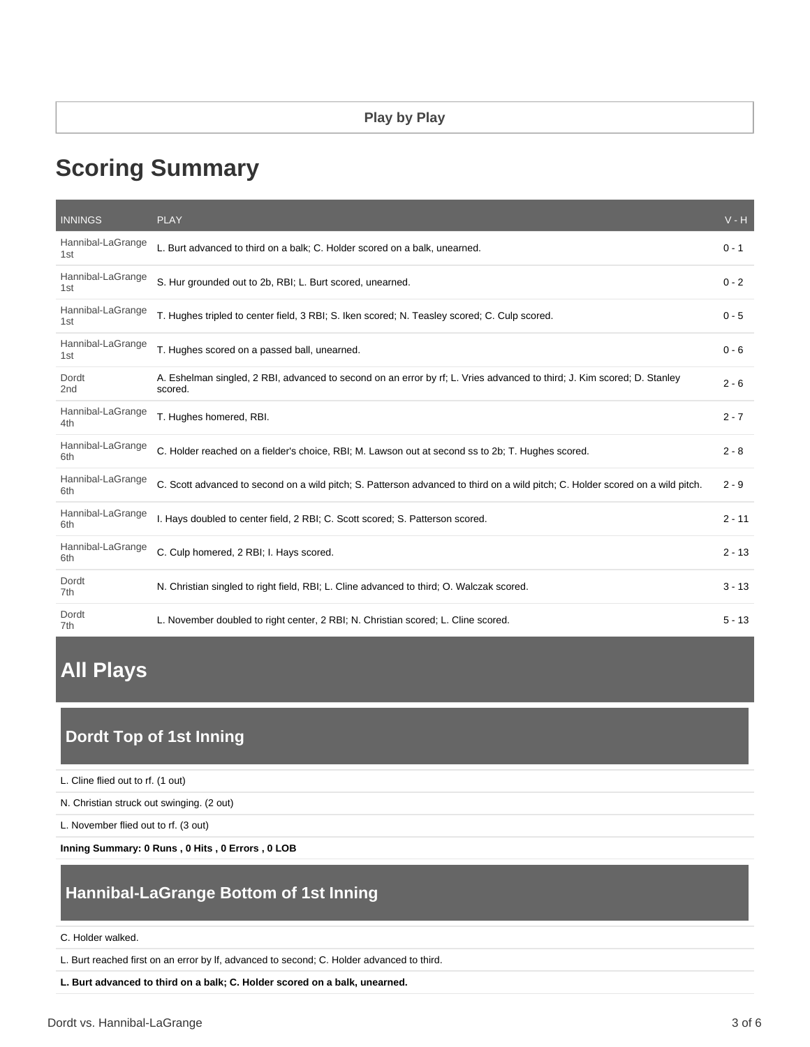Play by Play

# Scoring Summary

| INNINGS | PLAY | V - H |
|---|---|---|
| Hannibal-LaGrange 1st | L. Burt advanced to third on a balk; C. Holder scored on a balk, unearned. | 0 - 1 |
| Hannibal-LaGrange 1st | S. Hur grounded out to 2b, RBI; L. Burt scored, unearned. | 0 - 2 |
| Hannibal-LaGrange 1st | T. Hughes tripled to center field, 3 RBI; S. Iken scored; N. Teasley scored; C. Culp scored. | 0 - 5 |
| Hannibal-LaGrange 1st | T. Hughes scored on a passed ball, unearned. | 0 - 6 |
| Dordt 2nd | A. Eshelman singled, 2 RBI, advanced to second on an error by rf; L. Vries advanced to third; J. Kim scored; D. Stanley scored. | 2 - 6 |
| Hannibal-LaGrange 4th | T. Hughes homered, RBI. | 2 - 7 |
| Hannibal-LaGrange 6th | C. Holder reached on a fielder's choice, RBI; M. Lawson out at second ss to 2b; T. Hughes scored. | 2 - 8 |
| Hannibal-LaGrange 6th | C. Scott advanced to second on a wild pitch; S. Patterson advanced to third on a wild pitch; C. Holder scored on a wild pitch. | 2 - 9 |
| Hannibal-LaGrange 6th | I. Hays doubled to center field, 2 RBI; C. Scott scored; S. Patterson scored. | 2 - 11 |
| Hannibal-LaGrange 6th | C. Culp homered, 2 RBI; I. Hays scored. | 2 - 13 |
| Dordt 7th | N. Christian singled to right field, RBI; L. Cline advanced to third; O. Walczak scored. | 3 - 13 |
| Dordt 7th | L. November doubled to right center, 2 RBI; N. Christian scored; L. Cline scored. | 5 - 13 |

# All Plays

## Dordt Top of 1st Inning

L. Cline flied out to rf. (1 out)

N. Christian struck out swinging. (2 out)

L. November flied out to rf. (3 out)

**Inning Summary: 0 Runs , 0 Hits , 0 Errors , 0 LOB**

## Hannibal-LaGrange Bottom of 1st Inning

C. Holder walked.

L. Burt reached first on an error by lf, advanced to second; C. Holder advanced to third.

**L. Burt advanced to third on a balk; C. Holder scored on a balk, unearned.**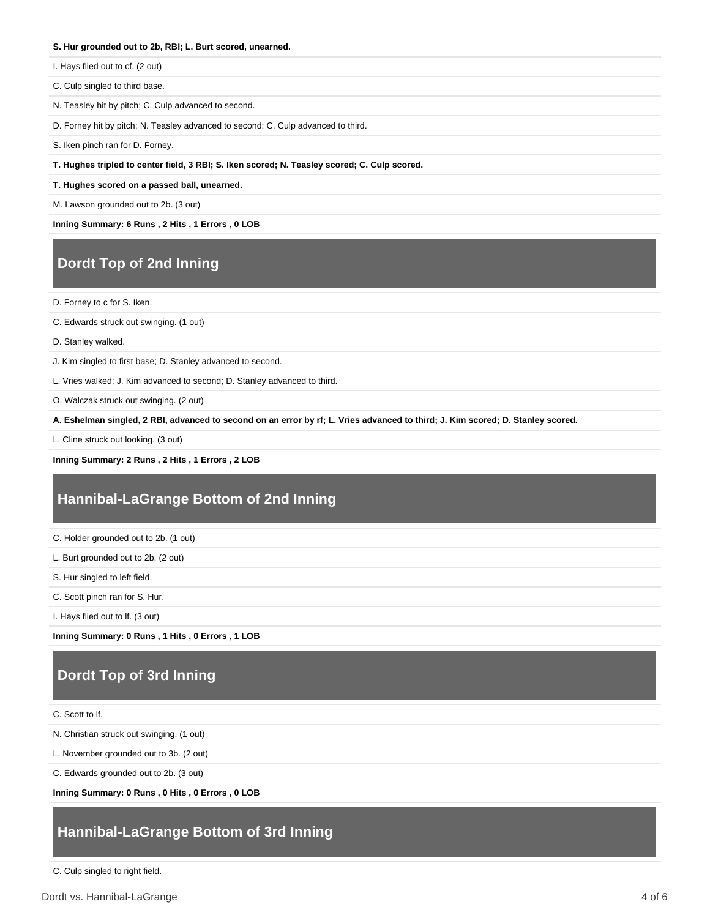**S. Hur grounded out to 2b, RBI; L. Burt scored, unearned.**

I. Hays flied out to cf. (2 out)

C. Culp singled to third base.

N. Teasley hit by pitch; C. Culp advanced to second.

D. Forney hit by pitch; N. Teasley advanced to second; C. Culp advanced to third.

S. Iken pinch ran for D. Forney.

**T. Hughes tripled to center field, 3 RBI; S. Iken scored; N. Teasley scored; C. Culp scored.**

**T. Hughes scored on a passed ball, unearned.**

M. Lawson grounded out to 2b. (3 out)

**Inning Summary: 6 Runs , 2 Hits , 1 Errors , 0 LOB**

## Dordt Top of 2nd Inning

D. Forney to c for S. Iken.

C. Edwards struck out swinging. (1 out)

D. Stanley walked.

J. Kim singled to first base; D. Stanley advanced to second.

L. Vries walked; J. Kim advanced to second; D. Stanley advanced to third.

O. Walczak struck out swinging. (2 out)

**A. Eshelman singled, 2 RBI, advanced to second on an error by rf; L. Vries advanced to third; J. Kim scored; D. Stanley scored.**

L. Cline struck out looking. (3 out)

**Inning Summary: 2 Runs , 2 Hits , 1 Errors , 2 LOB**

## Hannibal-LaGrange Bottom of 2nd Inning

C. Holder grounded out to 2b. (1 out)

L. Burt grounded out to 2b. (2 out)

S. Hur singled to left field.

C. Scott pinch ran for S. Hur.

I. Hays flied out to lf. (3 out)

**Inning Summary: 0 Runs , 1 Hits , 0 Errors , 1 LOB**

## Dordt Top of 3rd Inning

C. Scott to lf.

N. Christian struck out swinging. (1 out)

L. November grounded out to 3b. (2 out)

C. Edwards grounded out to 2b. (3 out)

**Inning Summary: 0 Runs , 0 Hits , 0 Errors , 0 LOB**

## Hannibal-LaGrange Bottom of 3rd Inning

C. Culp singled to right field.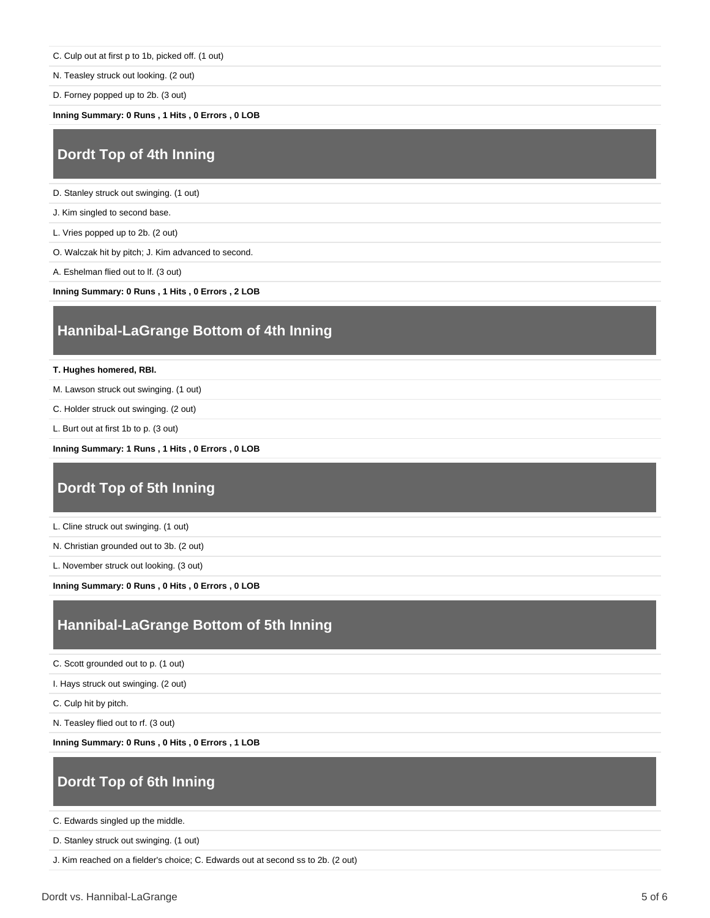C. Culp out at first p to 1b, picked off. (1 out)

N. Teasley struck out looking. (2 out)

D. Forney popped up to 2b. (3 out)

**Inning Summary: 0 Runs , 1 Hits , 0 Errors , 0 LOB**

## Dordt Top of 4th Inning

D. Stanley struck out swinging. (1 out)

J. Kim singled to second base.

L. Vries popped up to 2b. (2 out)

O. Walczak hit by pitch; J. Kim advanced to second.

A. Eshelman flied out to lf. (3 out)

**Inning Summary: 0 Runs , 1 Hits , 0 Errors , 2 LOB**

## Hannibal-LaGrange Bottom of 4th Inning

**T. Hughes homered, RBI.**

M. Lawson struck out swinging. (1 out)

C. Holder struck out swinging. (2 out)

L. Burt out at first 1b to p. (3 out)

**Inning Summary: 1 Runs , 1 Hits , 0 Errors , 0 LOB**

## Dordt Top of 5th Inning

L. Cline struck out swinging. (1 out)

N. Christian grounded out to 3b. (2 out)

L. November struck out looking. (3 out)

**Inning Summary: 0 Runs , 0 Hits , 0 Errors , 0 LOB**

## Hannibal-LaGrange Bottom of 5th Inning

C. Scott grounded out to p. (1 out)

I. Hays struck out swinging. (2 out)

C. Culp hit by pitch.

N. Teasley flied out to rf. (3 out)

**Inning Summary: 0 Runs , 0 Hits , 0 Errors , 1 LOB**

## Dordt Top of 6th Inning

C. Edwards singled up the middle.

D. Stanley struck out swinging. (1 out)

J. Kim reached on a fielder's choice; C. Edwards out at second ss to 2b. (2 out)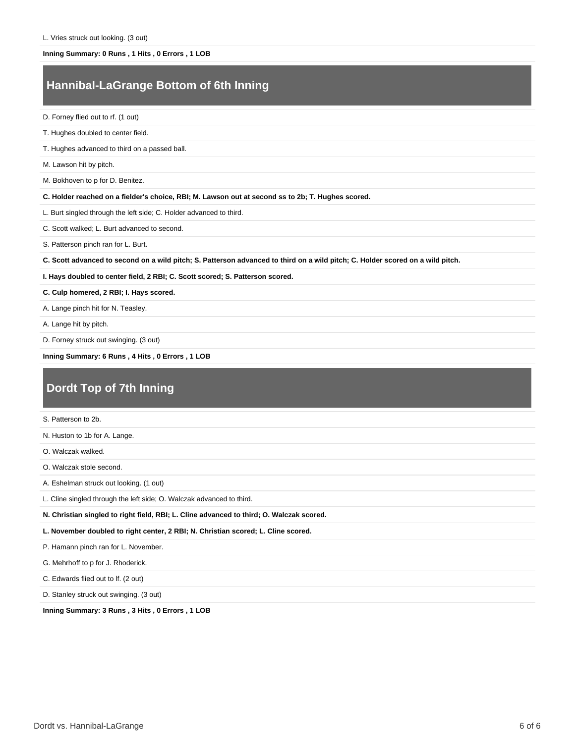L. Vries struck out looking. (3 out)

**Inning Summary: 0 Runs , 1 Hits , 0 Errors , 1 LOB**

## Hannibal-LaGrange Bottom of 6th Inning

D. Forney flied out to rf. (1 out)

T. Hughes doubled to center field.

T. Hughes advanced to third on a passed ball.

M. Lawson hit by pitch.

M. Bokhoven to p for D. Benitez.

**C. Holder reached on a fielder's choice, RBI; M. Lawson out at second ss to 2b; T. Hughes scored.**

L. Burt singled through the left side; C. Holder advanced to third.

C. Scott walked; L. Burt advanced to second.

S. Patterson pinch ran for L. Burt.

**C. Scott advanced to second on a wild pitch; S. Patterson advanced to third on a wild pitch; C. Holder scored on a wild pitch.**

**I. Hays doubled to center field, 2 RBI; C. Scott scored; S. Patterson scored.**

**C. Culp homered, 2 RBI; I. Hays scored.**

A. Lange pinch hit for N. Teasley.

A. Lange hit by pitch.

D. Forney struck out swinging. (3 out)

**Inning Summary: 6 Runs , 4 Hits , 0 Errors , 1 LOB**

## Dordt Top of 7th Inning

S. Patterson to 2b.

N. Huston to 1b for A. Lange.

O. Walczak walked.

O. Walczak stole second.

A. Eshelman struck out looking. (1 out)

L. Cline singled through the left side; O. Walczak advanced to third.

**N. Christian singled to right field, RBI; L. Cline advanced to third; O. Walczak scored.**

**L. November doubled to right center, 2 RBI; N. Christian scored; L. Cline scored.**

P. Hamann pinch ran for L. November.

G. Mehrhoff to p for J. Rhoderick.

C. Edwards flied out to lf. (2 out)

D. Stanley struck out swinging. (3 out)

**Inning Summary: 3 Runs , 3 Hits , 0 Errors , 1 LOB**